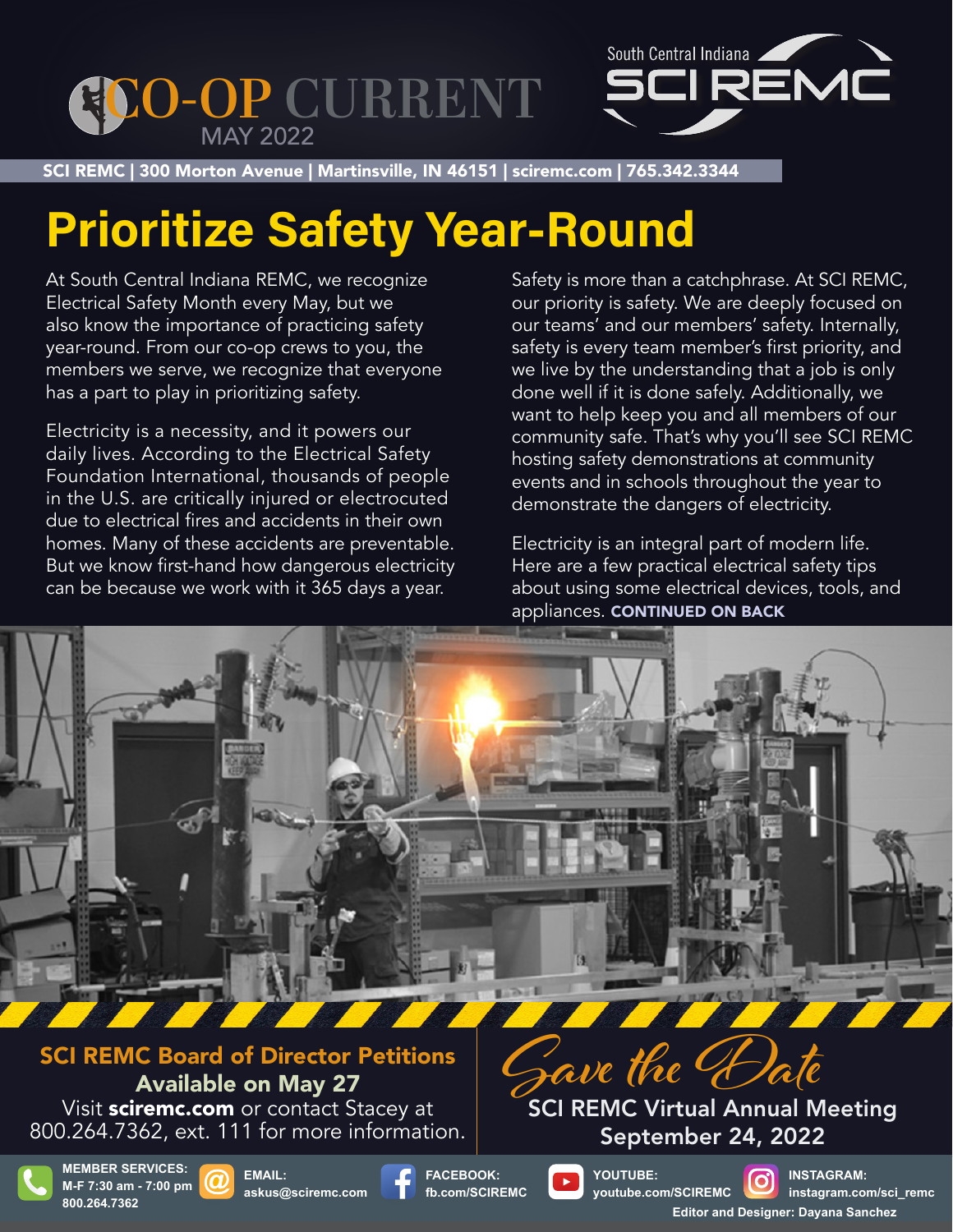# CO-OP CURRENT

MAY 2022

South Central Indiana SCI REMC

SCI REMC | 300 Morton Avenue | Martinsville, IN 46151 | sciremc.com | 765.342.3344

# Prioritize Safety Year-Round

At South Central Indiana REMC, we recognize Electrical Safety Month every May, but we also know the importance of practicing safety year-round. From our co-op crews to you, the members we serve, we recognize that everyone has a part to play in prioritizing safety.

Electricity is a necessity, and it powers our daily lives. According to the Electrical Safety Foundation International, thousands of people in the U.S. are critically injured or electrocuted due to electrical fires and accidents in their own homes. Many of these accidents are preventable. But we know first-hand how dangerous electricity can be because we work with it 365 days a year.

Safety is more than a catchphrase. At SCI REMC, our priority is safety. We are deeply focused on our teams' and our members' safety. Internally, safety is every team member's first priority, and we live by the understanding that a job is only done well if it is done safely. Additionally, we want to help keep you and all members of our community safe. That's why you'll see SCI REMC hosting safety demonstrations at community events and in schools throughout the year to demonstrate the dangers of electricity.

Electricity is an integral part of modern life. Here are a few practical electrical safety tips about using some electrical devices, tools, and appliances. **CONTINUED ON BACK**

## SCI REMC Board of Director Petitions Available on May 27

Visit **sciremc.com** or contact Stacey at 800.264.7362, ext. 111 for more information.

## Save the Date

SCI REMC Virtual Annual Meeting
September 24, 2022

**MEMBER SERVICES:** M-F 7:30 am - 7:00 pm 800.264.7362

**EMAIL:** askus@sciremc.com

**FACEBOOK:** fb.com/SCIREMC

**YOUTUBE:** youtube.com/SCIREMC

**INSTAGRAM:** instagram.com/sci_remc

Editor and Designer: Dayana Sanchez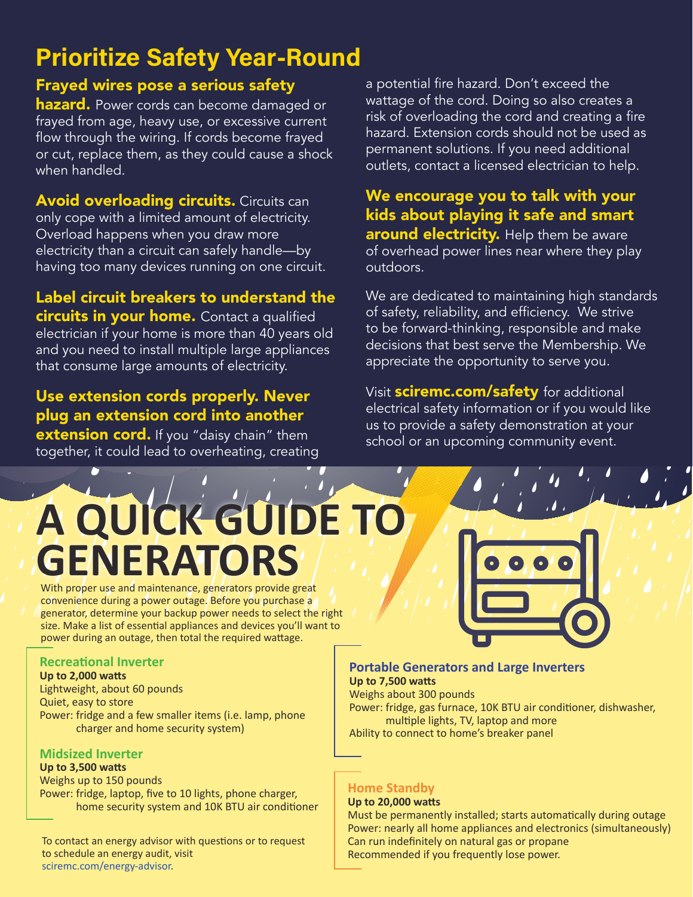# Prioritize Safety Year-Round

**Frayed wires pose a serious safety hazard.** Power cords can become damaged or frayed from age, heavy use, or excessive current flow through the wiring. If cords become frayed or cut, replace them, as they could cause a shock when handled.

**Avoid overloading circuits.** Circuits can only cope with a limited amount of electricity. Overload happens when you draw more electricity than a circuit can safely handle—by having too many devices running on one circuit.

**Label circuit breakers to understand the circuits in your home.** Contact a qualified electrician if your home is more than 40 years old and you need to install multiple large appliances that consume large amounts of electricity.

**Use extension cords properly. Never plug an extension cord into another extension cord.** If you "daisy chain" them together, it could lead to overheating, creating a potential fire hazard. Don't exceed the wattage of the cord. Doing so also creates a risk of overloading the cord and creating a fire hazard. Extension cords should not be used as permanent solutions. If you need additional outlets, contact a licensed electrician to help.

**We encourage you to talk with your kids about playing it safe and smart around electricity.** Help them be aware of overhead power lines near where they play outdoors.

We are dedicated to maintaining high standards of safety, reliability, and efficiency. We strive to be forward-thinking, responsible and make decisions that best serve the Membership. We appreciate the opportunity to serve you.

Visit **sciremc.com/safety** for additional electrical safety information or if you would like us to provide a safety demonstration at your school or an upcoming community event.

# A QUICK GUIDE TO GENERATORS

With proper use and maintenance, generators provide great convenience during a power outage. Before you purchase a generator, determine your backup power needs to select the right size. Make a list of essential appliances and devices you'll want to power during an outage, then total the required wattage.

### Recreational Inverter

**Up to 2,000 watts**
Lightweight, about 60 pounds
Quiet, easy to store
Power: fridge and a few smaller items (i.e. lamp, phone charger and home security system)

### Midsized Inverter

**Up to 3,500 watts**
Weighs up to 150 pounds
Power: fridge, laptop, five to 10 lights, phone charger, home security system and 10K BTU air conditioner

### Portable Generators and Large Inverters

**Up to 7,500 watts**
Weighs about 300 pounds
Power: fridge, gas furnace, 10K BTU air conditioner, dishwasher, multiple lights, TV, laptop and more
Ability to connect to home's breaker panel

### Home Standby

**Up to 20,000 watts**
Must be permanently installed; starts automatically during outage
Power: nearly all home appliances and electronics (simultaneously)
Can run indefinitely on natural gas or propane
Recommended if you frequently lose power.

To contact an energy advisor with questions or to request to schedule an energy audit, visit sciremc.com/energy-advisor.